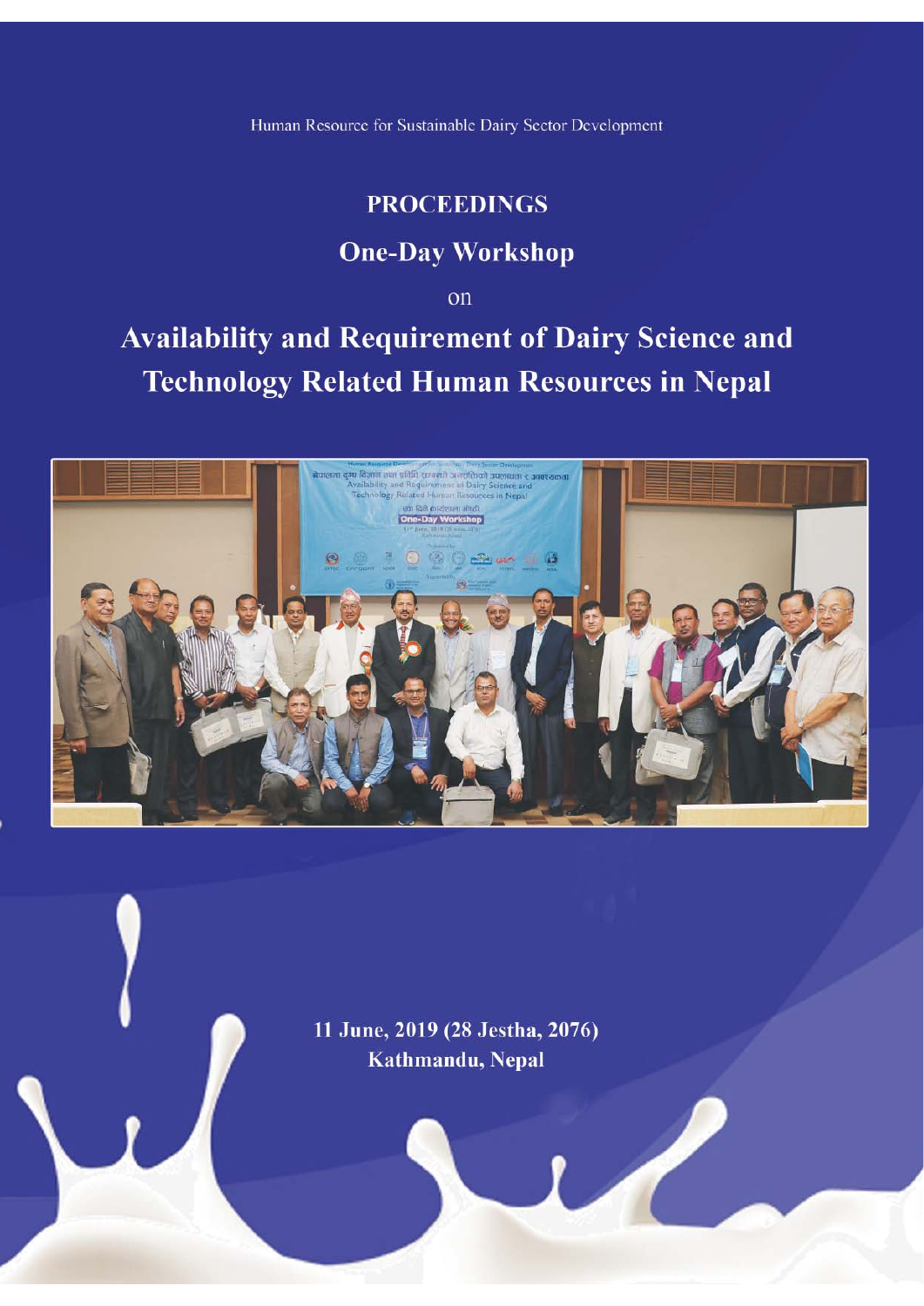Human Resource for Sustainable Dairy Sector Development

# PROCEEDINGS

## One-Day Workshop

on

# Availability and Requirement of Dairy Science and Technology Related Human Resources in Nepal

**11 June, 2019 (28 Jestha, 2076)**
**Kathmandu, Nepal**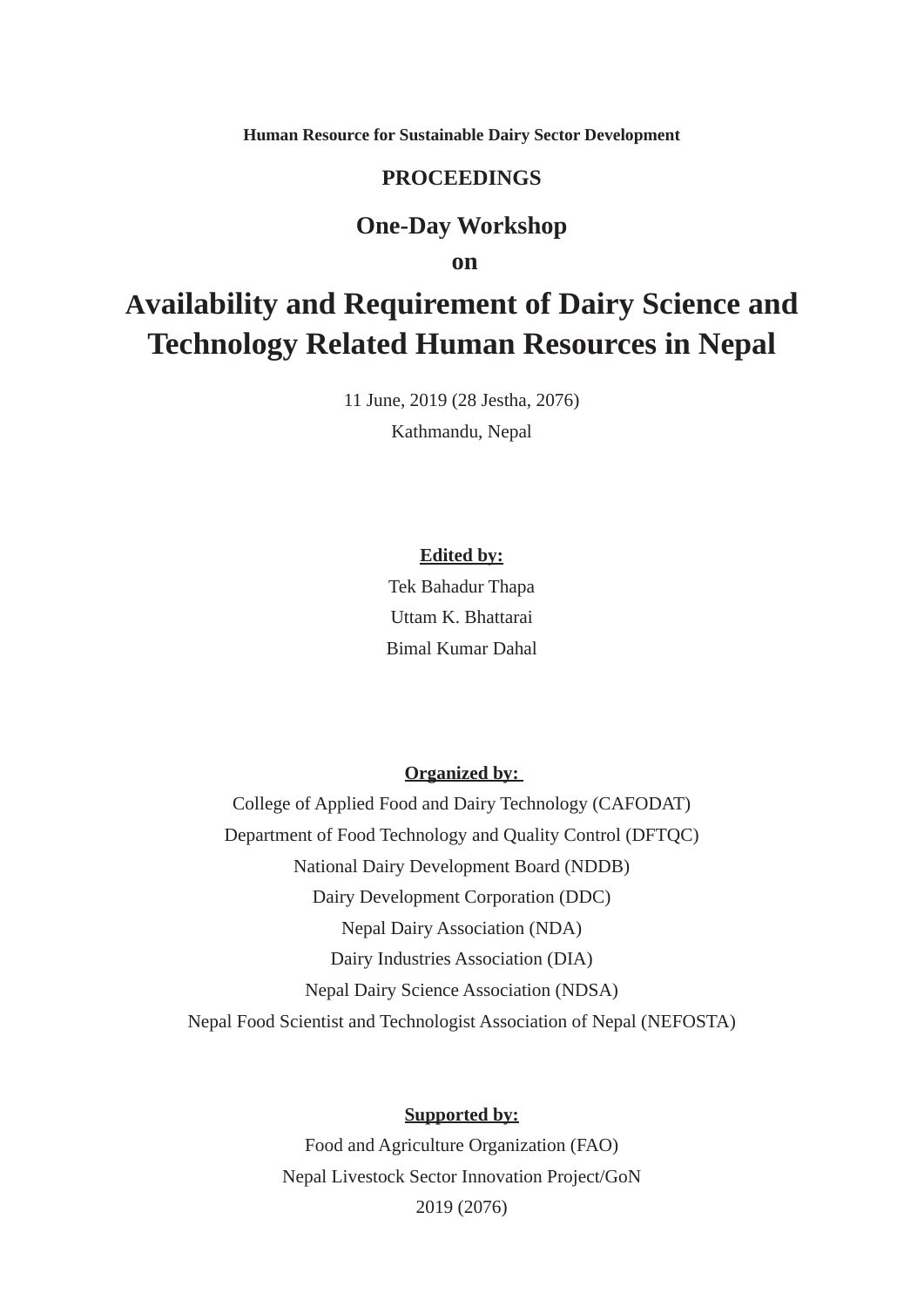**Human Resource for Sustainable Dairy Sector Development**

**PROCEEDINGS**

**One-Day Workshop**

**on**

# Availability and Requirement of Dairy Science and Technology Related Human Resources in Nepal

11 June, 2019 (28 Jestha, 2076)

Kathmandu, Nepal

**Edited by:**

Tek Bahadur Thapa

Uttam K. Bhattarai

Bimal Kumar Dahal

**Organized by:**

College of Applied Food and Dairy Technology (CAFODAT)

Department of Food Technology and Quality Control (DFTQC)

National Dairy Development Board (NDDB)

Dairy Development Corporation (DDC)

Nepal Dairy Association (NDA)

Dairy Industries Association (DIA)

Nepal Dairy Science Association (NDSA)

Nepal Food Scientist and Technologist Association of Nepal (NEFOSTA)

**Supported by:**

Food and Agriculture Organization (FAO)

Nepal Livestock Sector Innovation Project/GoN

2019 (2076)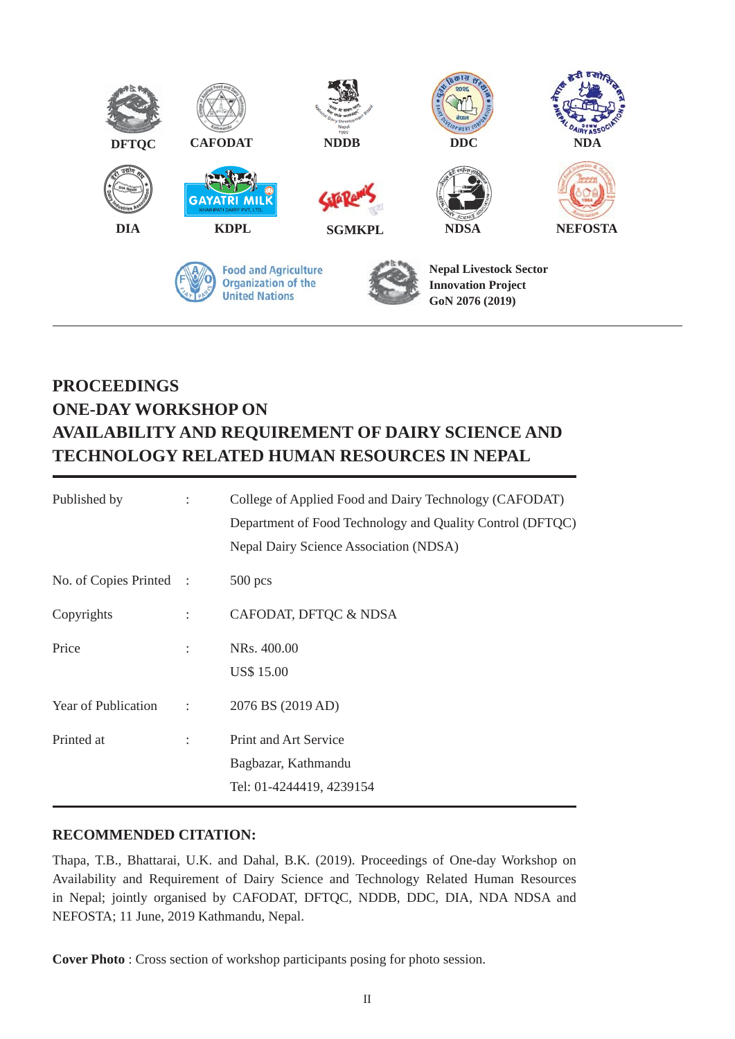DFTQC CAFODAT NDDB DDC NDA

DIA KDPL SGMKPL NDSA NEFOSTA

Food and Agriculture Organization of the United Nations

**Nepal Livestock Sector Innovation Project GoN 2076 (2019)**

---

# PROCEEDINGS
# ONE-DAY WORKSHOP ON AVAILABILITY AND REQUIREMENT OF DAIRY SCIENCE AND TECHNOLOGY RELATED HUMAN RESOURCES IN NEPAL

| | | |
|---|---|---|
| Published by | : | College of Applied Food and Dairy Technology (CAFODAT)<br>Department of Food Technology and Quality Control (DFTQC)<br>Nepal Dairy Science Association (NDSA) |
| No. of Copies Printed | : | 500 pcs |
| Copyrights | : | CAFODAT, DFTQC & NDSA |
| Price | : | NRs. 400.00<br>US$ 15.00 |
| Year of Publication | : | 2076 BS (2019 AD) |
| Printed at | : | Print and Art Service<br>Bagbazar, Kathmandu<br>Tel: 01-4244419, 4239154 |

**RECOMMENDED CITATION:**

Thapa, T.B., Bhattarai, U.K. and Dahal, B.K. (2019). Proceedings of One-day Workshop on Availability and Requirement of Dairy Science and Technology Related Human Resources in Nepal; jointly organised by CAFODAT, DFTQC, NDDB, DDC, DIA, NDA NDSA and NEFOSTA; 11 June, 2019 Kathmandu, Nepal.

**Cover Photo** : Cross section of workshop participants posing for photo session.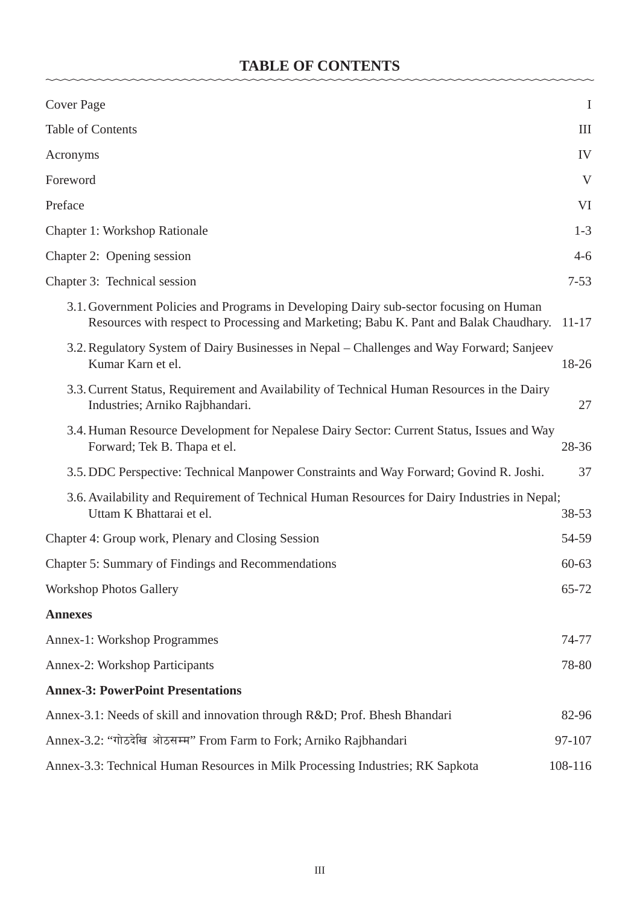# TABLE OF CONTENTS

| | |
|---|---|
| Cover Page | I |
| Table of Contents | III |
| Acronyms | IV |
| Foreword | V |
| Preface | VI |
| Chapter 1: Workshop Rationale | 1-3 |
| Chapter 2: Opening session | 4-6 |
| Chapter 3: Technical session | 7-53 |
| 3.1. Government Policies and Programs in Developing Dairy sub-sector focusing on Human Resources with respect to Processing and Marketing; Babu K. Pant and Balak Chaudhary. | 11-17 |
| 3.2. Regulatory System of Dairy Businesses in Nepal – Challenges and Way Forward; Sanjeev Kumar Karn et el. | 18-26 |
| 3.3. Current Status, Requirement and Availability of Technical Human Resources in the Dairy Industries; Arniko Rajbhandari. | 27 |
| 3.4. Human Resource Development for Nepalese Dairy Sector: Current Status, Issues and Way Forward; Tek B. Thapa et el. | 28-36 |
| 3.5. DDC Perspective: Technical Manpower Constraints and Way Forward; Govind R. Joshi. | 37 |
| 3.6. Availability and Requirement of Technical Human Resources for Dairy Industries in Nepal; Uttam K Bhattarai et el. | 38-53 |
| Chapter 4: Group work, Plenary and Closing Session | 54-59 |
| Chapter 5: Summary of Findings and Recommendations | 60-63 |
| Workshop Photos Gallery | 65-72 |
| **Annexes** | |
| Annex-1: Workshop Programmes | 74-77 |
| Annex-2: Workshop Participants | 78-80 |
| **Annex-3: PowerPoint Presentations** | |
| Annex-3.1: Needs of skill and innovation through R&D; Prof. Bhesh Bhandari | 82-96 |
| Annex-3.2: "गोठदेखि ओठसम्म" From Farm to Fork; Arniko Rajbhandari | 97-107 |
| Annex-3.3: Technical Human Resources in Milk Processing Industries; RK Sapkota | 108-116 |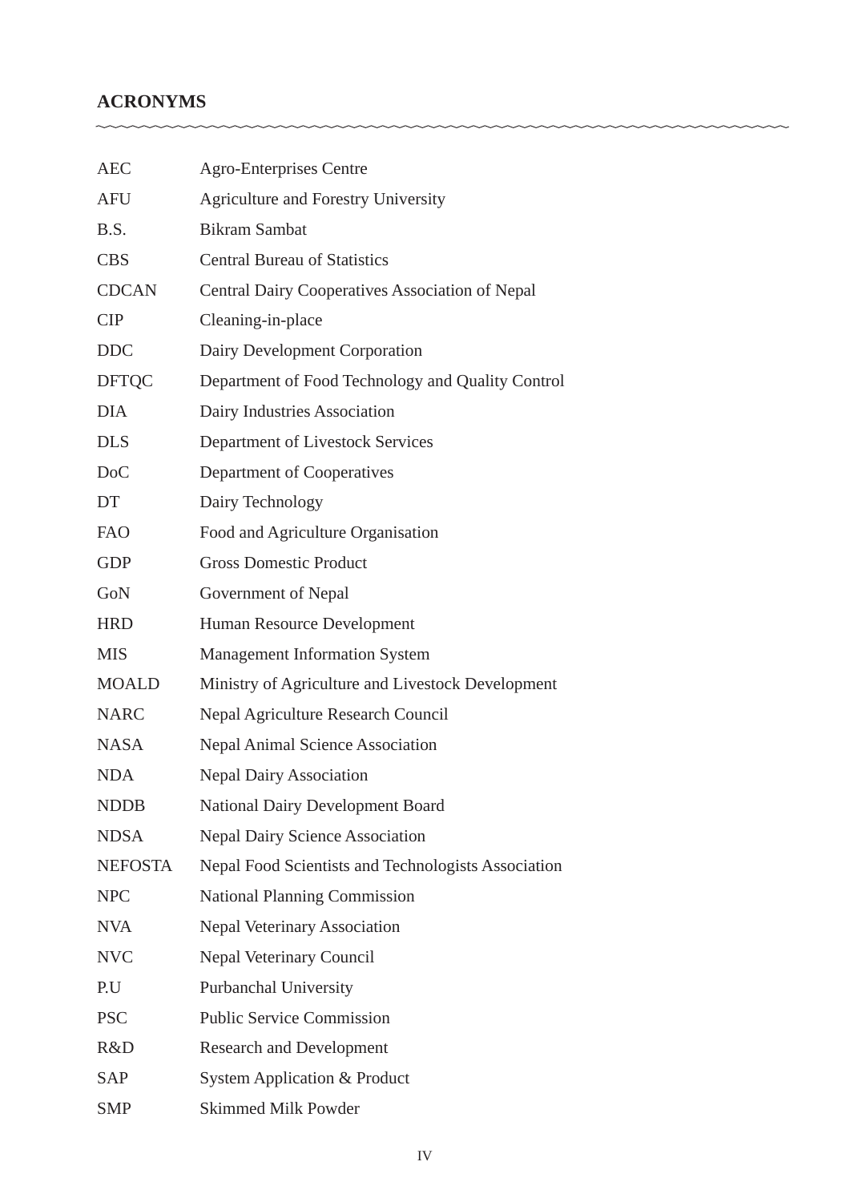## ACRONYMS

| | |
|---|---|
| AEC | Agro-Enterprises Centre |
| AFU | Agriculture and Forestry University |
| B.S. | Bikram Sambat |
| CBS | Central Bureau of Statistics |
| CDCAN | Central Dairy Cooperatives Association of Nepal |
| CIP | Cleaning-in-place |
| DDC | Dairy Development Corporation |
| DFTQC | Department of Food Technology and Quality Control |
| DIA | Dairy Industries Association |
| DLS | Department of Livestock Services |
| DoC | Department of Cooperatives |
| DT | Dairy Technology |
| FAO | Food and Agriculture Organisation |
| GDP | Gross Domestic Product |
| GoN | Government of Nepal |
| HRD | Human Resource Development |
| MIS | Management Information System |
| MOALD | Ministry of Agriculture and Livestock Development |
| NARC | Nepal Agriculture Research Council |
| NASA | Nepal Animal Science Association |
| NDA | Nepal Dairy Association |
| NDDB | National Dairy Development Board |
| NDSA | Nepal Dairy Science Association |
| NEFOSTA | Nepal Food Scientists and Technologists Association |
| NPC | National Planning Commission |
| NVA | Nepal Veterinary Association |
| NVC | Nepal Veterinary Council |
| P.U | Purbanchal University |
| PSC | Public Service Commission |
| R&D | Research and Development |
| SAP | System Application & Product |
| SMP | Skimmed Milk Powder |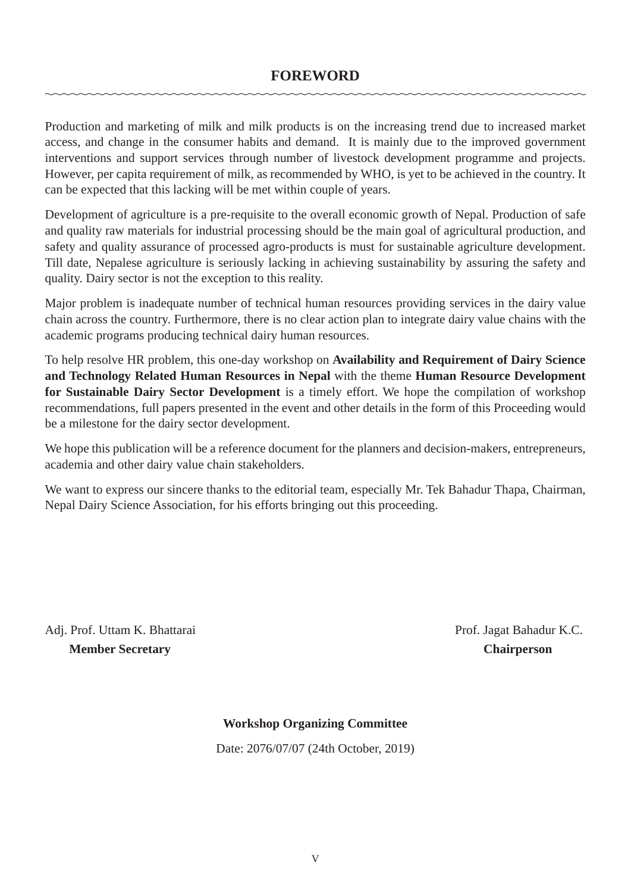# FOREWORD

Production and marketing of milk and milk products is on the increasing trend due to increased market access, and change in the consumer habits and demand. It is mainly due to the improved government interventions and support services through number of livestock development programme and projects. However, per capita requirement of milk, as recommended by WHO, is yet to be achieved in the country. It can be expected that this lacking will be met within couple of years.

Development of agriculture is a pre-requisite to the overall economic growth of Nepal. Production of safe and quality raw materials for industrial processing should be the main goal of agricultural production, and safety and quality assurance of processed agro-products is must for sustainable agriculture development. Till date, Nepalese agriculture is seriously lacking in achieving sustainability by assuring the safety and quality. Dairy sector is not the exception to this reality.

Major problem is inadequate number of technical human resources providing services in the dairy value chain across the country. Furthermore, there is no clear action plan to integrate dairy value chains with the academic programs producing technical dairy human resources.

To help resolve HR problem, this one-day workshop on **Availability and Requirement of Dairy Science and Technology Related Human Resources in Nepal** with the theme **Human Resource Development for Sustainable Dairy Sector Development** is a timely effort. We hope the compilation of workshop recommendations, full papers presented in the event and other details in the form of this Proceeding would be a milestone for the dairy sector development.

We hope this publication will be a reference document for the planners and decision-makers, entrepreneurs, academia and other dairy value chain stakeholders.

We want to express our sincere thanks to the editorial team, especially Mr. Tek Bahadur Thapa, Chairman, Nepal Dairy Science Association, for his efforts bringing out this proceeding.

Adj. Prof. Uttam K. Bhattarai
**Member Secretary**

Prof. Jagat Bahadur K.C.
**Chairperson**

**Workshop Organizing Committee**

Date: 2076/07/07 (24th October, 2019)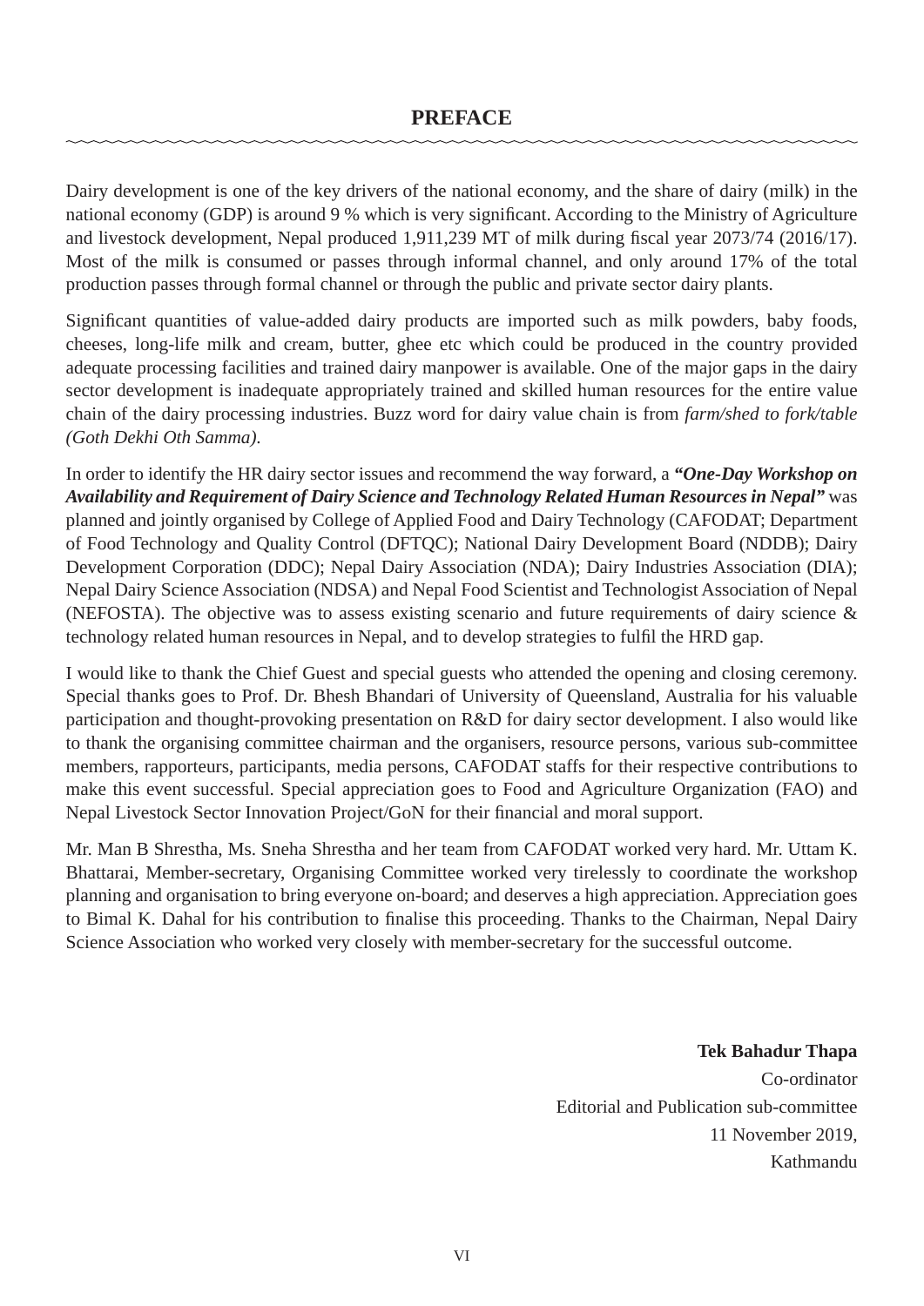# PREFACE

Dairy development is one of the key drivers of the national economy, and the share of dairy (milk) in the national economy (GDP) is around 9 % which is very significant. According to the Ministry of Agriculture and livestock development, Nepal produced 1,911,239 MT of milk during fiscal year 2073/74 (2016/17). Most of the milk is consumed or passes through informal channel, and only around 17% of the total production passes through formal channel or through the public and private sector dairy plants.

Significant quantities of value-added dairy products are imported such as milk powders, baby foods, cheeses, long-life milk and cream, butter, ghee etc which could be produced in the country provided adequate processing facilities and trained dairy manpower is available. One of the major gaps in the dairy sector development is inadequate appropriately trained and skilled human resources for the entire value chain of the dairy processing industries. Buzz word for dairy value chain is from *farm/shed to fork/table (Goth Dekhi Oth Samma).*

In order to identify the HR dairy sector issues and recommend the way forward, a ***"One-Day Workshop on Availability and Requirement of Dairy Science and Technology Related Human Resources in Nepal"*** was planned and jointly organised by College of Applied Food and Dairy Technology (CAFODAT; Department of Food Technology and Quality Control (DFTQC); National Dairy Development Board (NDDB); Dairy Development Corporation (DDC); Nepal Dairy Association (NDA); Dairy Industries Association (DIA); Nepal Dairy Science Association (NDSA) and Nepal Food Scientist and Technologist Association of Nepal (NEFOSTA). The objective was to assess existing scenario and future requirements of dairy science & technology related human resources in Nepal, and to develop strategies to fulfil the HRD gap.

I would like to thank the Chief Guest and special guests who attended the opening and closing ceremony. Special thanks goes to Prof. Dr. Bhesh Bhandari of University of Queensland, Australia for his valuable participation and thought-provoking presentation on R&D for dairy sector development. I also would like to thank the organising committee chairman and the organisers, resource persons, various sub-committee members, rapporteurs, participants, media persons, CAFODAT staffs for their respective contributions to make this event successful. Special appreciation goes to Food and Agriculture Organization (FAO) and Nepal Livestock Sector Innovation Project/GoN for their financial and moral support.

Mr. Man B Shrestha, Ms. Sneha Shrestha and her team from CAFODAT worked very hard. Mr. Uttam K. Bhattarai, Member-secretary, Organising Committee worked very tirelessly to coordinate the workshop planning and organisation to bring everyone on-board; and deserves a high appreciation. Appreciation goes to Bimal K. Dahal for his contribution to finalise this proceeding. Thanks to the Chairman, Nepal Dairy Science Association who worked very closely with member-secretary for the successful outcome.

**Tek Bahadur Thapa**
Co-ordinator
Editorial and Publication sub-committee
11 November 2019,
Kathmandu